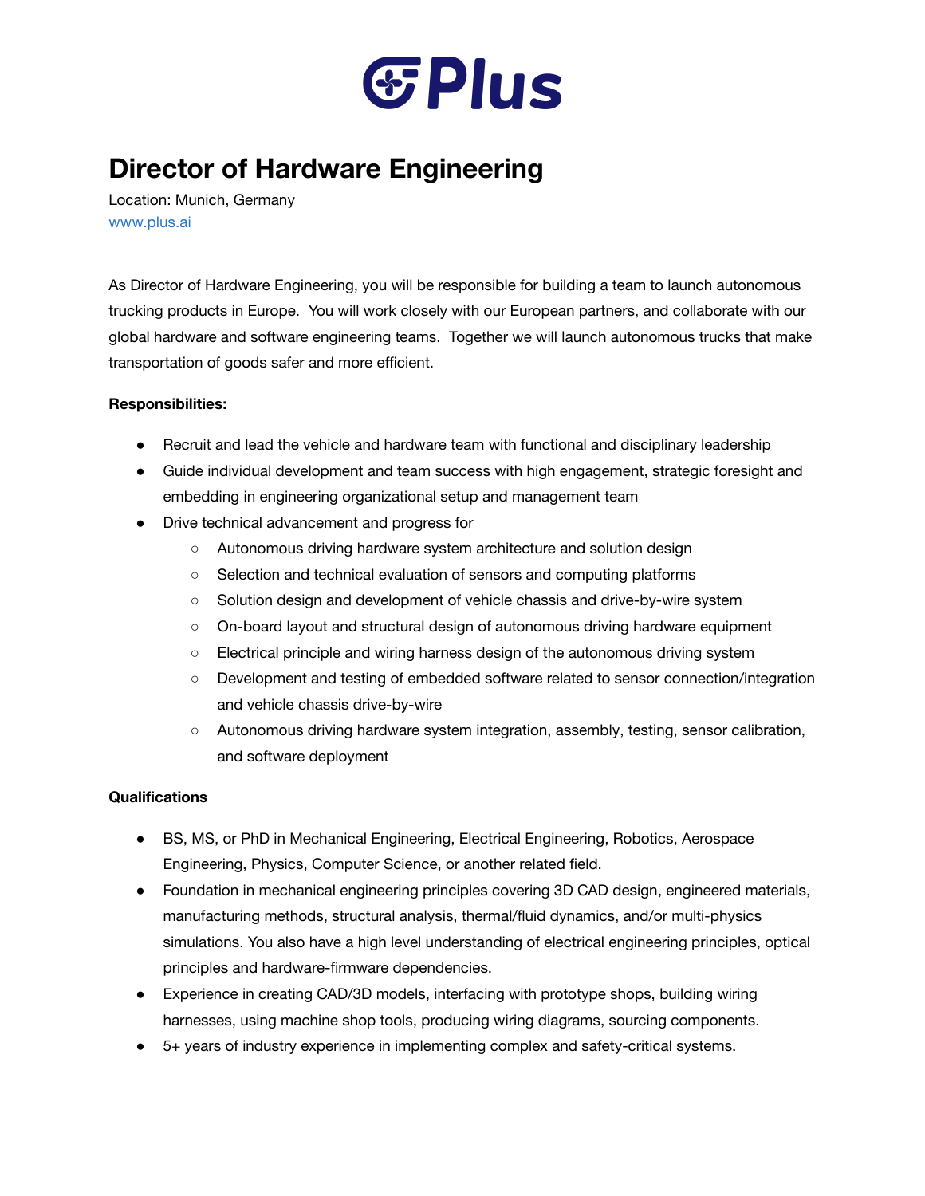# Plus

# Director of Hardware Engineering

Location: Munich, Germany
www.plus.ai

As Director of Hardware Engineering, you will be responsible for building a team to launch autonomous trucking products in Europe. You will work closely with our European partners, and collaborate with our global hardware and software engineering teams. Together we will launch autonomous trucks that make transportation of goods safer and more efficient.

**Responsibilities:**

- Recruit and lead the vehicle and hardware team with functional and disciplinary leadership
- Guide individual development and team success with high engagement, strategic foresight and embedding in engineering organizational setup and management team
- Drive technical advancement and progress for
  - Autonomous driving hardware system architecture and solution design
  - Selection and technical evaluation of sensors and computing platforms
  - Solution design and development of vehicle chassis and drive-by-wire system
  - On-board layout and structural design of autonomous driving hardware equipment
  - Electrical principle and wiring harness design of the autonomous driving system
  - Development and testing of embedded software related to sensor connection/integration and vehicle chassis drive-by-wire
  - Autonomous driving hardware system integration, assembly, testing, sensor calibration, and software deployment

**Qualifications**

- BS, MS, or PhD in Mechanical Engineering, Electrical Engineering, Robotics, Aerospace Engineering, Physics, Computer Science, or another related field.
- Foundation in mechanical engineering principles covering 3D CAD design, engineered materials, manufacturing methods, structural analysis, thermal/fluid dynamics, and/or multi-physics simulations. You also have a high level understanding of electrical engineering principles, optical principles and hardware-firmware dependencies.
- Experience in creating CAD/3D models, interfacing with prototype shops, building wiring harnesses, using machine shop tools, producing wiring diagrams, sourcing components.
- 5+ years of industry experience in implementing complex and safety-critical systems.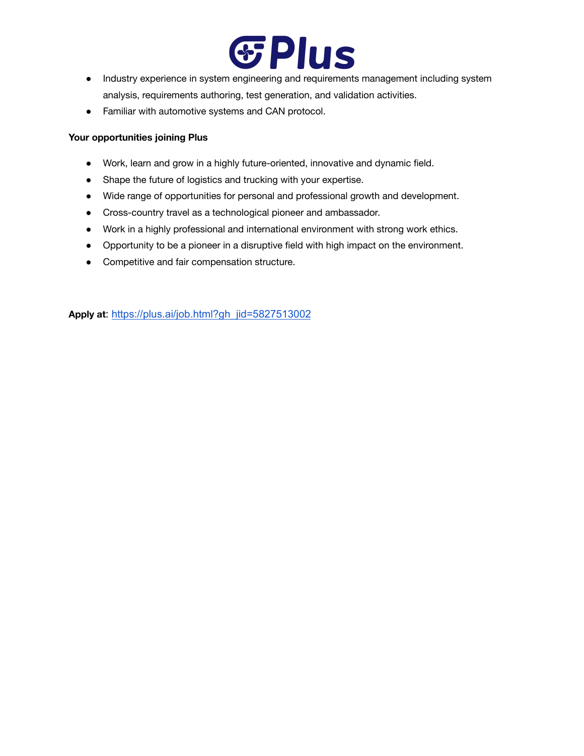- Industry experience in system engineering and requirements management including system analysis, requirements authoring, test generation, and validation activities.
- Familiar with automotive systems and CAN protocol.

**Your opportunities joining Plus**

- Work, learn and grow in a highly future-oriented, innovative and dynamic field.
- Shape the future of logistics and trucking with your expertise.
- Wide range of opportunities for personal and professional growth and development.
- Cross-country travel as a technological pioneer and ambassador.
- Work in a highly professional and international environment with strong work ethics.
- Opportunity to be a pioneer in a disruptive field with high impact on the environment.
- Competitive and fair compensation structure.

**Apply at**: https://plus.ai/job.html?gh_jid=5827513002